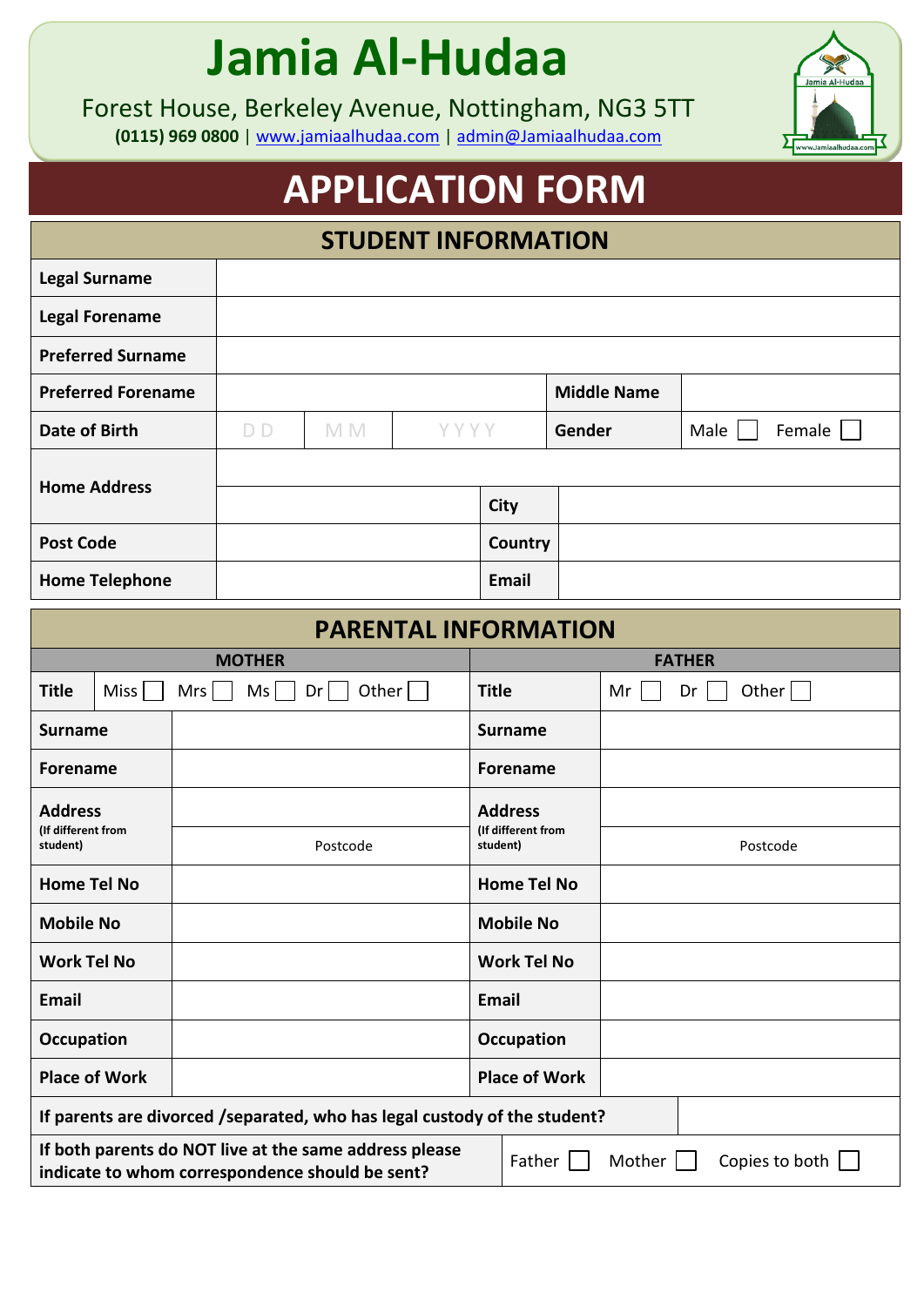# Jamia Al-Hudaa

Forest House, Berkeley Avenue, Nottingham, NG3 5TT

**(0115) 969 0800** | www.jamiaalhudaa.com | admin@Jamiaalhudaa.com

## APPLICATION FORM

### STUDENT INFORMATION

| | | | | | |
|---|---|---|---|---|---|
| **Legal Surname** | | | | | |
| **Legal Forename** | | | | | |
| **Preferred Surname** | | | | | |
| **Preferred Forename** | | | | **Middle Name** | |
| **Date of Birth** | D D | M M | Y Y Y Y | **Gender** | Male ☐ Female ☐ |
| **Home Address** | | | | | |
| | | | **City** | | |
| **Post Code** | | | **Country** | | |
| **Home Telephone** | | | **Email** | | |

### PARENTAL INFORMATION

| **MOTHER** | | **FATHER** | |
|---|---|---|---|
| **Title** | Miss ☐ Mrs ☐ Ms ☐ Dr ☐ Other ☐ | **Title** | Mr ☐ Dr ☐ Other ☐ |
| **Surname** | | **Surname** | |
| **Forename** | | **Forename** | |
| **Address** (If different from student) | | **Address** (If different from student) | |
| | Postcode | | Postcode |
| **Home Tel No** | | **Home Tel No** | |
| **Mobile No** | | **Mobile No** | |
| **Work Tel No** | | **Work Tel No** | |
| **Email** | | **Email** | |
| **Occupation** | | **Occupation** | |
| **Place of Work** | | **Place of Work** | |

| | |
|---|---|
| **If parents are divorced /separated, who has legal custody of the student?** | |
| **If both parents do NOT live at the same address please indicate to whom correspondence should be sent?** | Father ☐ Mother ☐ Copies to both ☐ |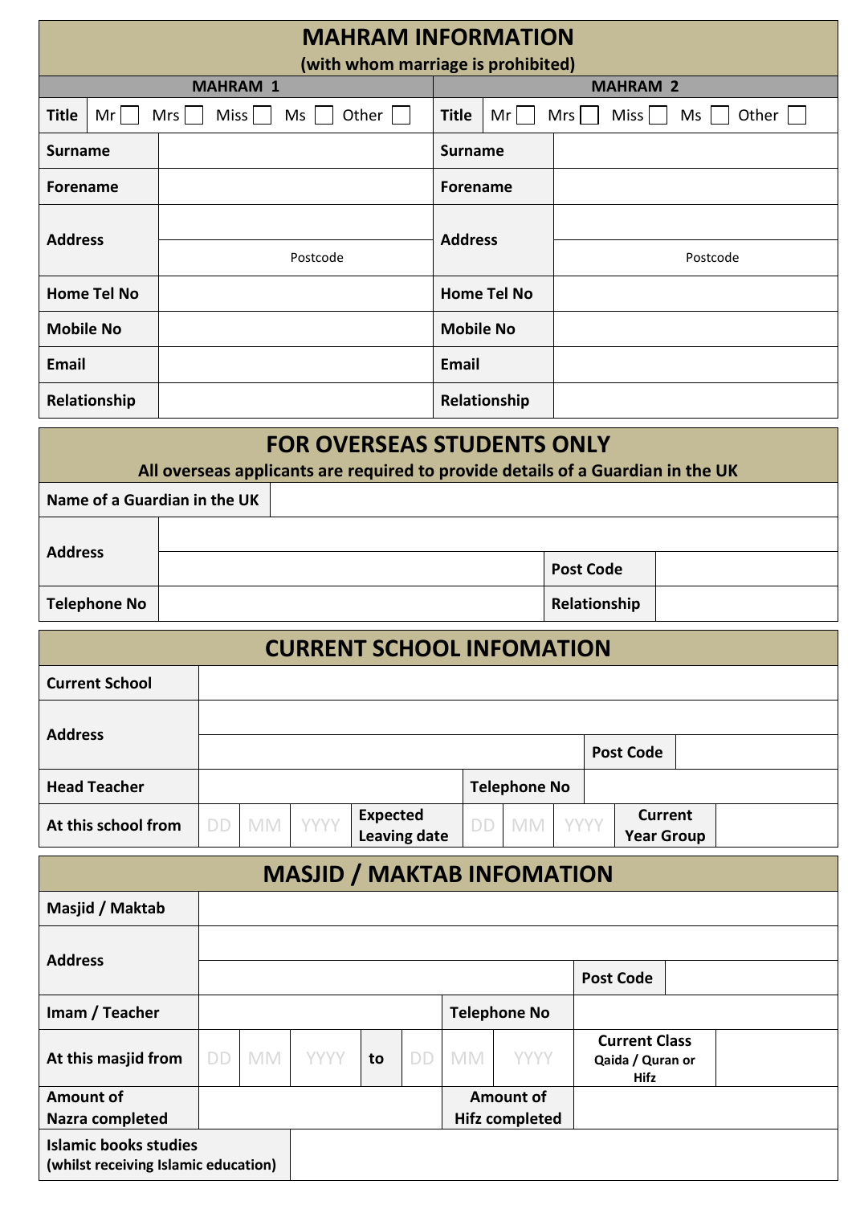## MAHRAM INFORMATION
**(with whom marriage is prohibited)**

| MAHRAM 1 | | MAHRAM 2 | |
|---|---|---|---|
| **Title** | Mr ☐ Mrs ☐ Miss ☐ Ms ☐ Other ☐ | **Title** | Mr ☐ Mrs ☐ Miss ☐ Ms ☐ Other ☐ |
| **Surname** | | **Surname** | |
| **Forename** | | **Forename** | |
| **Address** | | **Address** | |
| | Postcode | | Postcode |
| **Home Tel No** | | **Home Tel No** | |
| **Mobile No** | | **Mobile No** | |
| **Email** | | **Email** | |
| **Relationship** | | **Relationship** | |

## FOR OVERSEAS STUDENTS ONLY
**All overseas applicants are required to provide details of a Guardian in the UK**

| | | | |
|---|---|---|---|
| **Name of a Guardian in the UK** | | | |
| **Address** | | | |
| | | **Post Code** | |
| **Telephone No** | | **Relationship** | |

## CURRENT SCHOOL INFOMATION

| | | | | | | | | | |
|---|---|---|---|---|---|---|---|---|---|
| **Current School** | | | | | | | | | |
| **Address** | | | | | | | | | |
| | | | | | | | | **Post Code** | |
| **Head Teacher** | | | | **Telephone No** | | | | | |
| **At this school from** | DD | MM | YYYY | **Expected Leaving date** | DD | MM | YYYY | **Current Year Group** | |

## MASJID / MAKTAB INFOMATION

| | | | | | | | | | |
|---|---|---|---|---|---|---|---|---|---|
| **Masjid / Maktab** | | | | | | | | | |
| **Address** | | | | | | | | | |
| | | | | | | | | **Post Code** | |
| **Imam / Teacher** | | | | **Telephone No** | | | | | |
| **At this masjid from** | DD | MM | YYYY | **to** | DD | MM | YYYY | **Current Class** Qaida / Quran or Hifz | |
| **Amount of Nazra completed** | | | | **Amount of Hifz completed** | | | | | |
| **Islamic books studies** (whilst receiving Islamic education) | | | | | | | | | |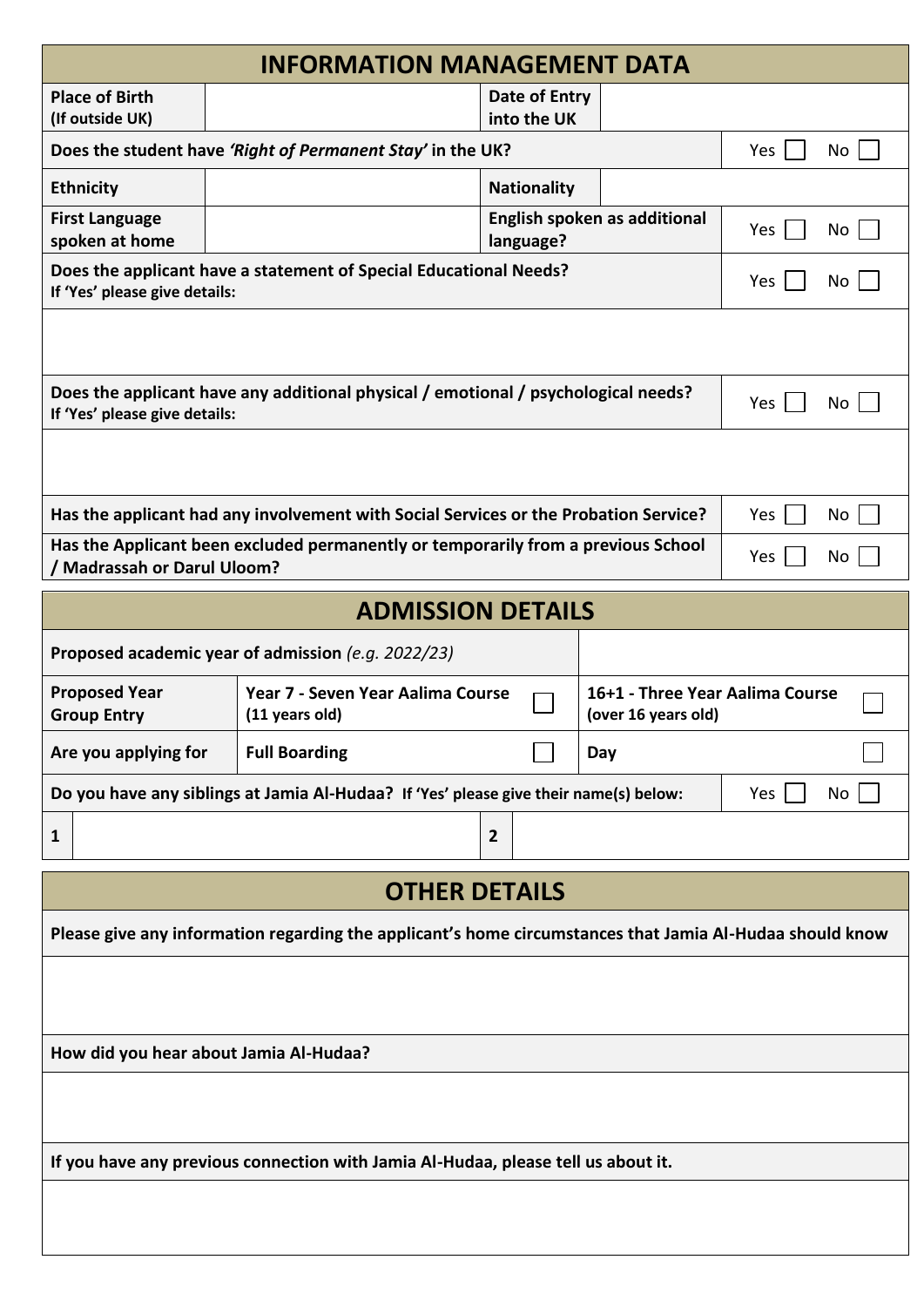## INFORMATION MANAGEMENT DATA

| | | | |
|---|---|---|---|
| **Place of Birth (If outside UK)** | | **Date of Entry into the UK** | |
| **Does the student have *'Right of Permanent Stay'* in the UK?** | | | Yes ☐ No ☐ |
| **Ethnicity** | | **Nationality** | |
| **First Language spoken at home** | | **English spoken as additional language?** | Yes ☐ No ☐ |

| | |
|---|---|
| **Does the applicant have a statement of Special Educational Needs?** **If 'Yes' please give details:** | Yes ☐ No ☐ |
| | |
| **Does the applicant have any additional physical / emotional / psychological needs?** **If 'Yes' please give details:** | Yes ☐ No ☐ |
| | |
| **Has the applicant had any involvement with Social Services or the Probation Service?** | Yes ☐ No ☐ |
| **Has the Applicant been excluded permanently or temporarily from a previous School / Madrassah or Darul Uloom?** | Yes ☐ No ☐ |

## ADMISSION DETAILS

| | | |
|---|---|---|
| **Proposed academic year of admission** *(e.g. 2022/23)* | | |
| **Proposed Year Group Entry** | **Year 7 - Seven Year Aalima Course (11 years old)** ☐ | **16+1 - Three Year Aalima Course (over 16 years old)** ☐ |
| **Are you applying for** | **Full Boarding** ☐ | **Day** ☐ |

| | | | |
|---|---|---|---|
| **Do you have any siblings at Jamia Al-Hudaa? If 'Yes' please give their name(s) below:** | | | Yes ☐ No ☐ |
| **1** | | **2** | |

## OTHER DETAILS

**Please give any information regarding the applicant's home circumstances that Jamia Al-Hudaa should know**

**How did you hear about Jamia Al-Hudaa?**

**If you have any previous connection with Jamia Al-Hudaa, please tell us about it.**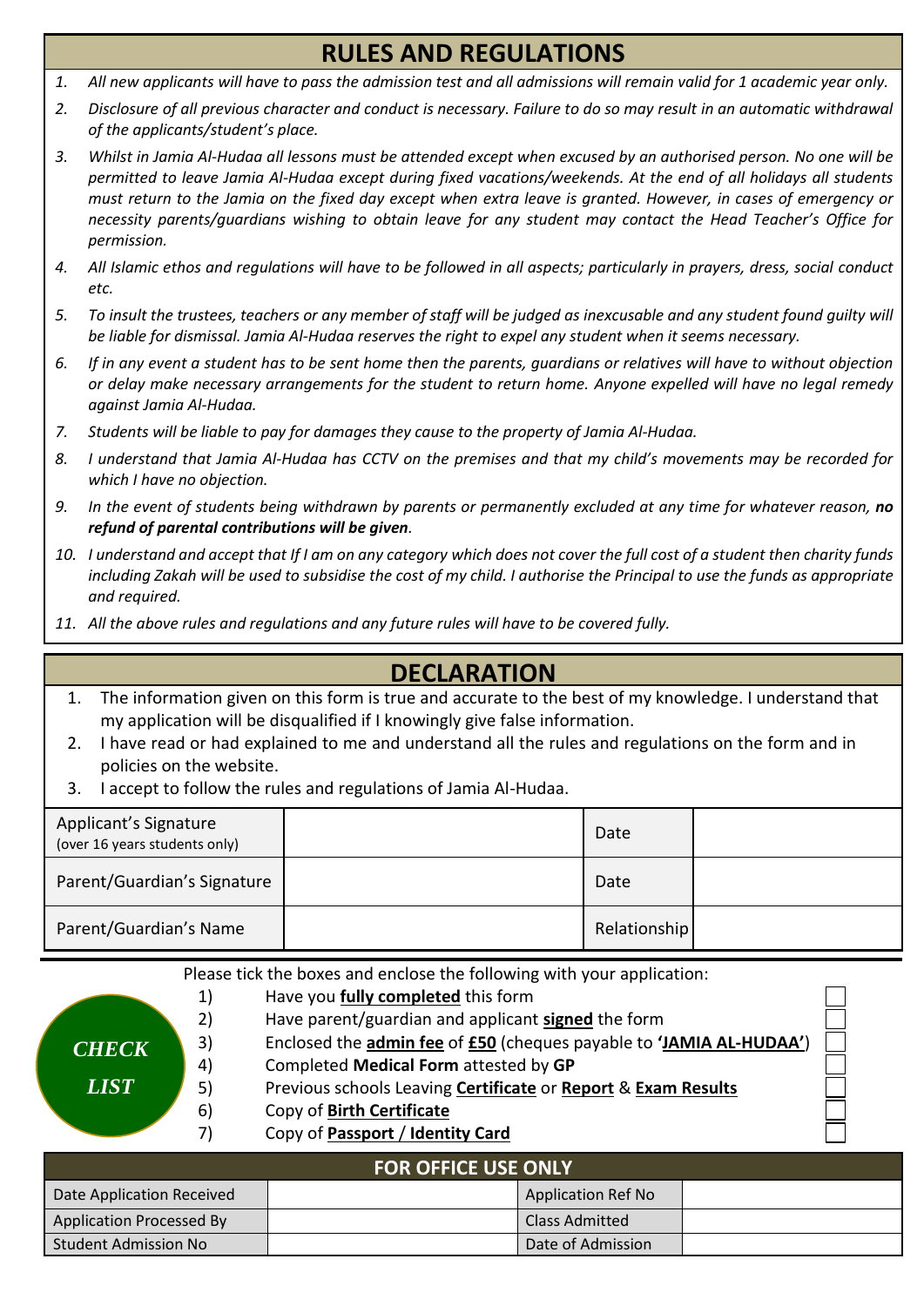## RULES AND REGULATIONS

1. *All new applicants will have to pass the admission test and all admissions will remain valid for 1 academic year only.*
2. *Disclosure of all previous character and conduct is necessary. Failure to do so may result in an automatic withdrawal of the applicants/student's place.*
3. *Whilst in Jamia Al-Hudaa all lessons must be attended except when excused by an authorised person. No one will be permitted to leave Jamia Al-Hudaa except during fixed vacations/weekends. At the end of all holidays all students must return to the Jamia on the fixed day except when extra leave is granted. However, in cases of emergency or necessity parents/guardians wishing to obtain leave for any student may contact the Head Teacher's Office for permission.*
4. *All Islamic ethos and regulations will have to be followed in all aspects; particularly in prayers, dress, social conduct etc.*
5. *To insult the trustees, teachers or any member of staff will be judged as inexcusable and any student found guilty will be liable for dismissal. Jamia Al-Hudaa reserves the right to expel any student when it seems necessary.*
6. *If in any event a student has to be sent home then the parents, guardians or relatives will have to without objection or delay make necessary arrangements for the student to return home. Anyone expelled will have no legal remedy against Jamia Al-Hudaa.*
7. *Students will be liable to pay for damages they cause to the property of Jamia Al-Hudaa.*
8. *I understand that Jamia Al-Hudaa has CCTV on the premises and that my child's movements may be recorded for which I have no objection.*
9. *In the event of students being withdrawn by parents or permanently excluded at any time for whatever reason,* ***no refund of parental contributions will be given****.*
10. *I understand and accept that If I am on any category which does not cover the full cost of a student then charity funds including Zakah will be used to subsidise the cost of my child. I authorise the Principal to use the funds as appropriate and required.*
11. *All the above rules and regulations and any future rules will have to be covered fully.*

## DECLARATION

1. The information given on this form is true and accurate to the best of my knowledge. I understand that my application will be disqualified if I knowingly give false information.
2. I have read or had explained to me and understand all the rules and regulations on the form and in policies on the website.
3. I accept to follow the rules and regulations of Jamia Al-Hudaa.

| | | | |
|---|---|---|---|
| Applicant's Signature (over 16 years students only) | | Date | |
| Parent/Guardian's Signature | | Date | |
| Parent/Guardian's Name | | Relationship | |

***CHECK LIST***

Please tick the boxes and enclose the following with your application:

1) Have you **fully completed** this form ☐
2) Have parent/guardian and applicant **signed** the form ☐
3) Enclosed the **admin fee** of **£50** (cheques payable to **'JAMIA AL-HUDAA'**) ☐
4) Completed **Medical Form** attested by **GP** ☐
5) Previous schools Leaving **Certificate** or **Report** & **Exam Results** ☐
6) Copy of **Birth Certificate** ☐
7) Copy of **Passport** / **Identity Card** ☐

**FOR OFFICE USE ONLY**

| | | | |
|---|---|---|---|
| Date Application Received | | Application Ref No | |
| Application Processed By | | Class Admitted | |
| Student Admission No | | Date of Admission | |